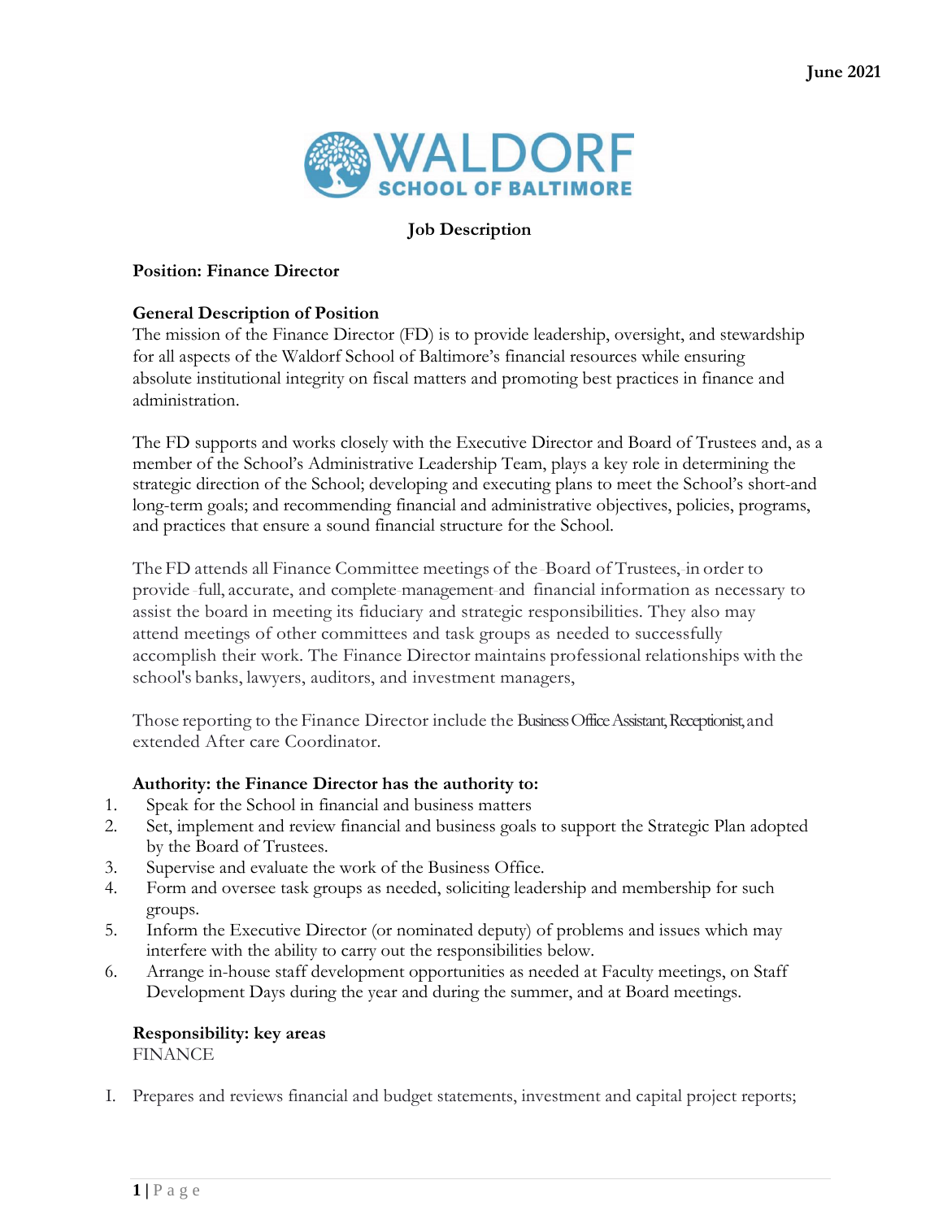June 2021

WALDORF SCHOOL OF BALTIMORE

**Job Description**

**Position: Finance Director**

**General Description of Position**

The mission of the Finance Director (FD) is to provide leadership, oversight, and stewardship for all aspects of the Waldorf School of Baltimore's financial resources while ensuring absolute institutional integrity on fiscal matters and promoting best practices in finance and administration.

The FD supports and works closely with the Executive Director and Board of Trustees and, as a member of the School's Administrative Leadership Team, plays a key role in determining the strategic direction of the School; developing and executing plans to meet the School's short-and long-term goals; and recommending financial and administrative objectives, policies, programs, and practices that ensure a sound financial structure for the School.

The FD attends all Finance Committee meetings of the Board of Trustees, in order to provide full, accurate, and complete management and financial information as necessary to assist the board in meeting its fiduciary and strategic responsibilities. They also may attend meetings of other committees and task groups as needed to successfully accomplish their work. The Finance Director maintains professional relationships with the school's banks, lawyers, auditors, and investment managers,

Those reporting to the Finance Director include the Business Office Assistant, Receptionist, and extended After care Coordinator.

**Authority: the Finance Director has the authority to:**

1. Speak for the School in financial and business matters
2. Set, implement and review financial and business goals to support the Strategic Plan adopted by the Board of Trustees.
3. Supervise and evaluate the work of the Business Office.
4. Form and oversee task groups as needed, soliciting leadership and membership for such groups.
5. Inform the Executive Director (or nominated deputy) of problems and issues which may interfere with the ability to carry out the responsibilities below.
6. Arrange in-house staff development opportunities as needed at Faculty meetings, on Staff Development Days during the year and during the summer, and at Board meetings.

**Responsibility: key areas**

FINANCE

I. Prepares and reviews financial and budget statements, investment and capital project reports;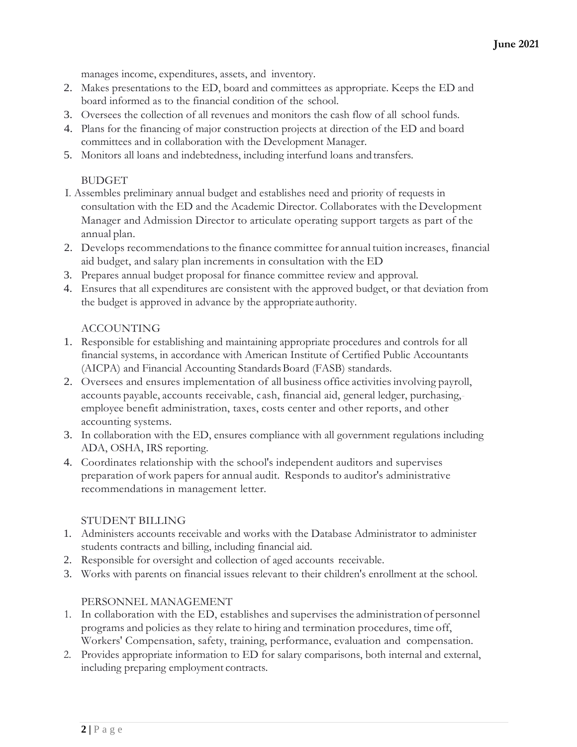manages income, expenditures, assets, and inventory.

2. Makes presentations to the ED, board and committees as appropriate. Keeps the ED and board informed as to the financial condition of the school.
3. Oversees the collection of all revenues and monitors the cash flow of all school funds.
4. Plans for the financing of major construction projects at direction of the ED and board committees and in collaboration with the Development Manager.
5. Monitors all loans and indebtedness, including interfund loans and transfers.

BUDGET

I. Assembles preliminary annual budget and establishes need and priority of requests in consultation with the ED and the Academic Director. Collaborates with the Development Manager and Admission Director to articulate operating support targets as part of the annual plan.

2. Develops recommendations to the finance committee for annual tuition increases, financial aid budget, and salary plan increments in consultation with the ED
3. Prepares annual budget proposal for finance committee review and approval.
4. Ensures that all expenditures are consistent with the approved budget, or that deviation from the budget is approved in advance by the appropriate authority.

ACCOUNTING

1. Responsible for establishing and maintaining appropriate procedures and controls for all financial systems, in accordance with American Institute of Certified Public Accountants (AICPA) and Financial Accounting Standards Board (FASB) standards.
2. Oversees and ensures implementation of all business office activities involving payroll, accounts payable, accounts receivable, cash, financial aid, general ledger, purchasing, employee benefit administration, taxes, costs center and other reports, and other accounting systems.
3. In collaboration with the ED, ensures compliance with all government regulations including ADA, OSHA, IRS reporting.
4. Coordinates relationship with the school's independent auditors and supervises preparation of work papers for annual audit. Responds to auditor's administrative recommendations in management letter.

STUDENT BILLING

1. Administers accounts receivable and works with the Database Administrator to administer students contracts and billing, including financial aid.
2. Responsible for oversight and collection of aged accounts receivable.
3. Works with parents on financial issues relevant to their children's enrollment at the school.

PERSONNEL MANAGEMENT

1. In collaboration with the ED, establishes and supervises the administration of personnel programs and policies as they relate to hiring and termination procedures, time off, Workers' Compensation, safety, training, performance, evaluation and compensation.
2. Provides appropriate information to ED for salary comparisons, both internal and external, including preparing employment contracts.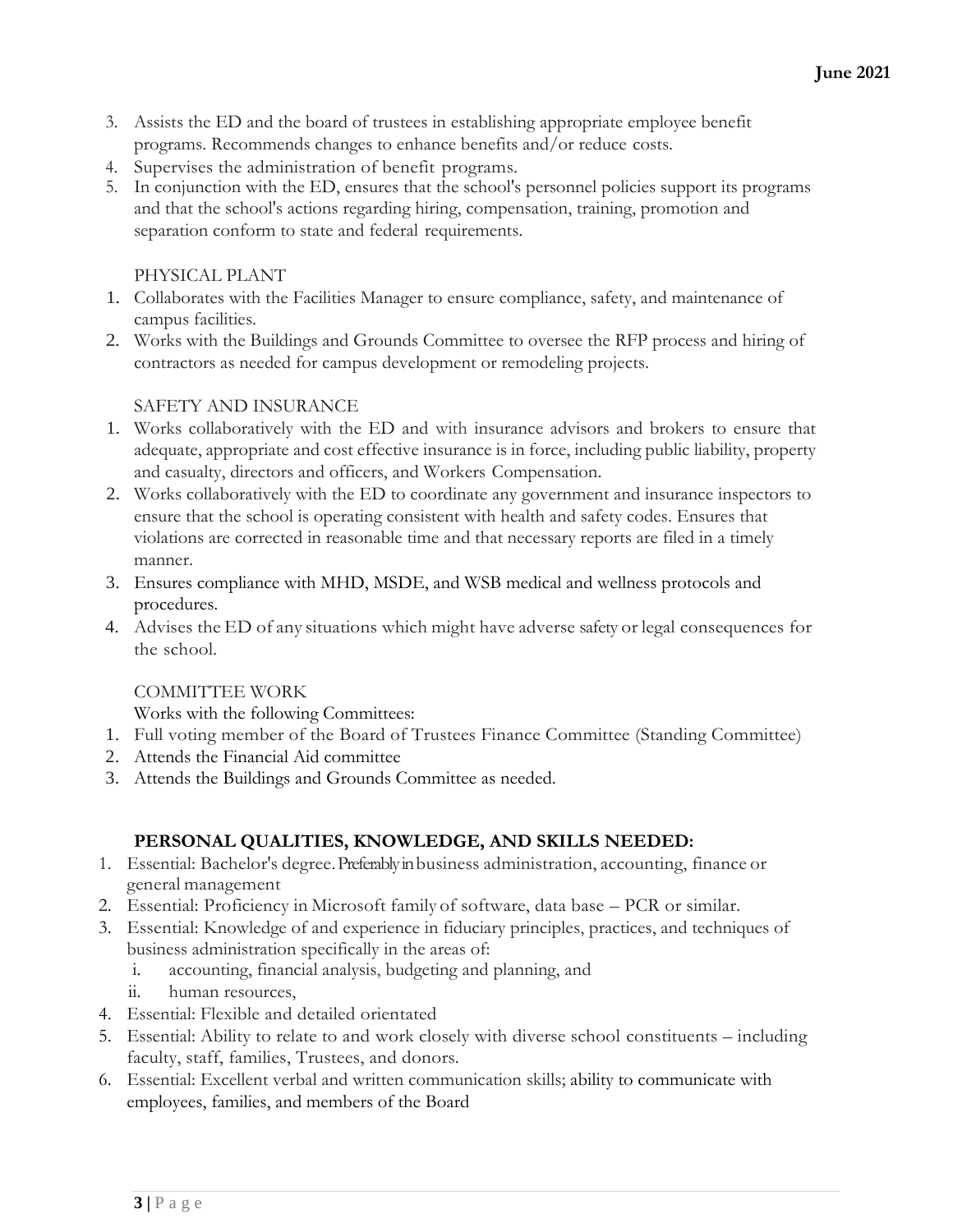3. Assists the ED and the board of trustees in establishing appropriate employee benefit programs. Recommends changes to enhance benefits and/or reduce costs.
4. Supervises the administration of benefit programs.
5. In conjunction with the ED, ensures that the school's personnel policies support its programs and that the school's actions regarding hiring, compensation, training, promotion and separation conform to state and federal requirements.

PHYSICAL PLANT

1. Collaborates with the Facilities Manager to ensure compliance, safety, and maintenance of campus facilities.
2. Works with the Buildings and Grounds Committee to oversee the RFP process and hiring of contractors as needed for campus development or remodeling projects.

SAFETY AND INSURANCE

1. Works collaboratively with the ED and with insurance advisors and brokers to ensure that adequate, appropriate and cost effective insurance is in force, including public liability, property and casualty, directors and officers, and Workers Compensation.
2. Works collaboratively with the ED to coordinate any government and insurance inspectors to ensure that the school is operating consistent with health and safety codes. Ensures that violations are corrected in reasonable time and that necessary reports are filed in a timely manner.
3. Ensures compliance with MHD, MSDE, and WSB medical and wellness protocols and procedures.
4. Advises the ED of any situations which might have adverse safety or legal consequences for the school.

COMMITTEE WORK

Works with the following Committees:

1. Full voting member of the Board of Trustees Finance Committee (Standing Committee)
2. Attends the Financial Aid committee
3. Attends the Buildings and Grounds Committee as needed.

## PERSONAL QUALITIES, KNOWLEDGE, AND SKILLS NEEDED:

1. Essential: Bachelor's degree. Preferably in business administration, accounting, finance or general management
2. Essential: Proficiency in Microsoft family of software, data base – PCR or similar.
3. Essential: Knowledge of and experience in fiduciary principles, practices, and techniques of business administration specifically in the areas of:
   i. accounting, financial analysis, budgeting and planning, and
   ii. human resources,
4. Essential: Flexible and detailed orientated
5. Essential: Ability to relate to and work closely with diverse school constituents – including faculty, staff, families, Trustees, and donors.
6. Essential: Excellent verbal and written communication skills; ability to communicate with employees, families, and members of the Board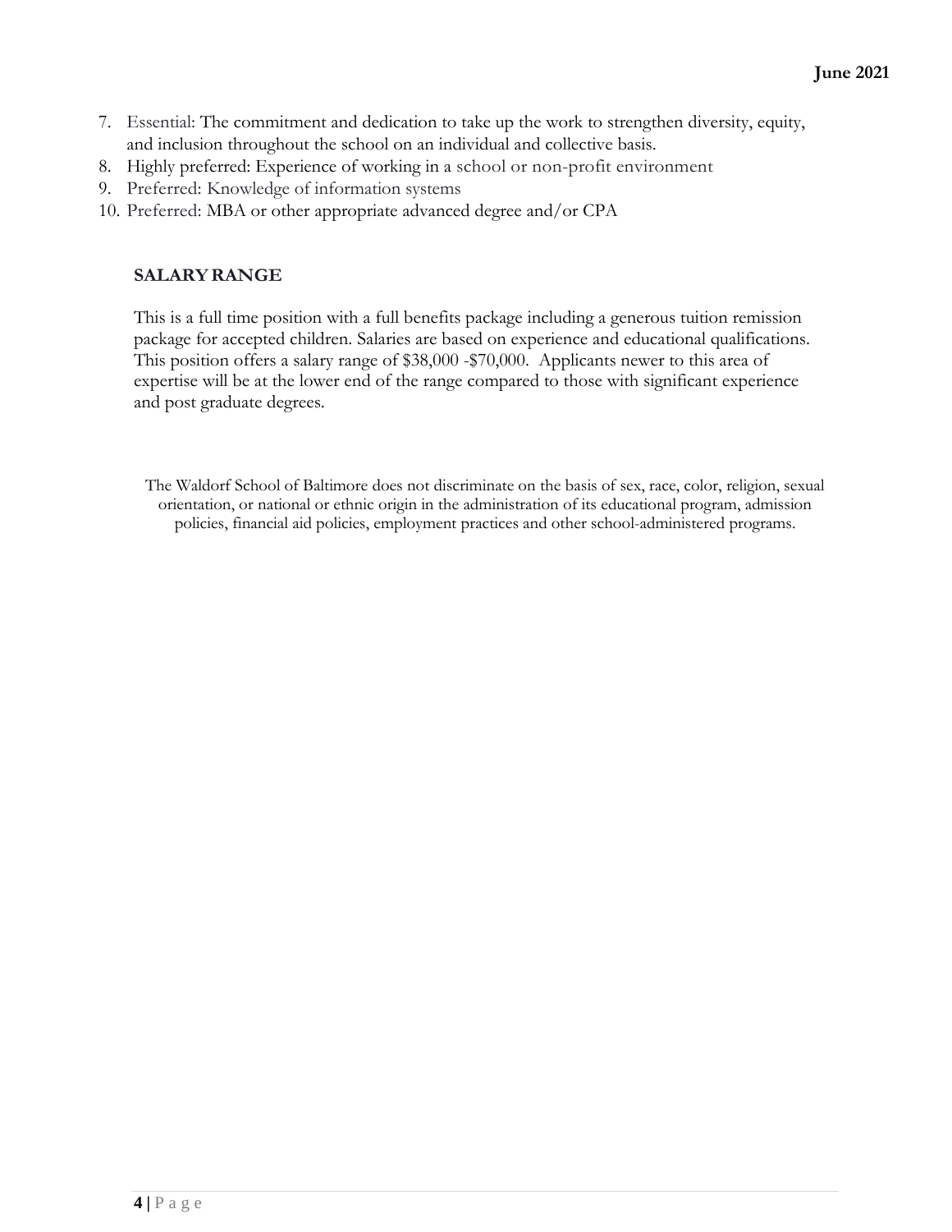7. Essential: The commitment and dedication to take up the work to strengthen diversity, equity, and inclusion throughout the school on an individual and collective basis.
8. Highly preferred: Experience of working in a school or non-profit environment
9. Preferred: Knowledge of information systems
10. Preferred: MBA or other appropriate advanced degree and/or CPA

**SALARY RANGE**

This is a full time position with a full benefits package including a generous tuition remission package for accepted children. Salaries are based on experience and educational qualifications. This position offers a salary range of $38,000 -$70,000. Applicants newer to this area of expertise will be at the lower end of the range compared to those with significant experience and post graduate degrees.

The Waldorf School of Baltimore does not discriminate on the basis of sex, race, color, religion, sexual orientation, or national or ethnic origin in the administration of its educational program, admission policies, financial aid policies, employment practices and other school-administered programs.